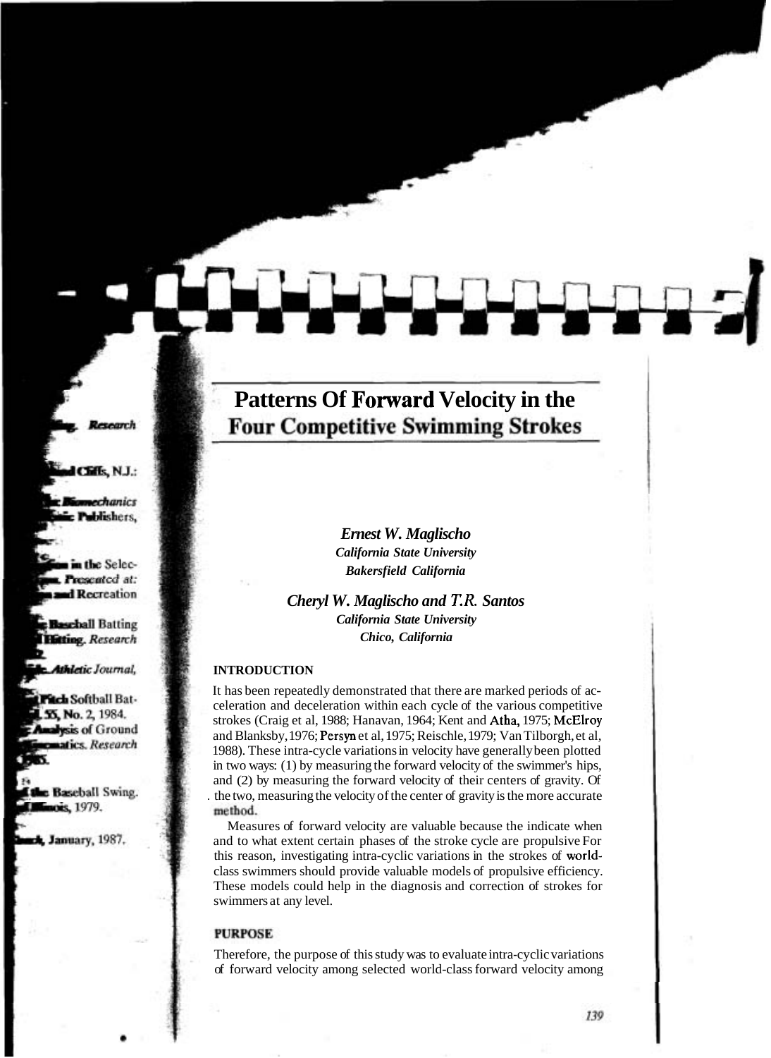# Patterns Of Forward Velocity in the Four Competitive Swimming Strokes

***Ernest W. Maglischo***
***California State University***
***Bakersfield California***

***Cheryl W. Maglischo and T.R. Santos***
***California State University***
***Chico, California***

## INTRODUCTION

It has been repeatedly demonstrated that there are marked periods of acceleration and deceleration within each cycle of the various competitive strokes (Craig et al, 1988; Hanavan, 1964; Kent and Atha, 1975; McElroy and Blanksby, 1976; Persyn et al, 1975; Reischle, 1979; Van Tilborgh, et al, 1988). These intra-cycle variations in velocity have generally been plotted in two ways: (1) by measuring the forward velocity of the swimmer's hips, and (2) by measuring the forward velocity of their centers of gravity. Of the two, measuring the velocity of the center of gravity is the more accurate method.

Measures of forward velocity are valuable because the indicate when and to what extent certain phases of the stroke cycle are propulsive For this reason, investigating intra-cyclic variations in the strokes of world-class swimmers should provide valuable models of propulsive efficiency. These models could help in the diagnosis and correction of strokes for swimmers at any level.

## PURPOSE

Therefore, the purpose of this study was to evaluate intra-cyclic variations of forward velocity among selected world-class forward velocity among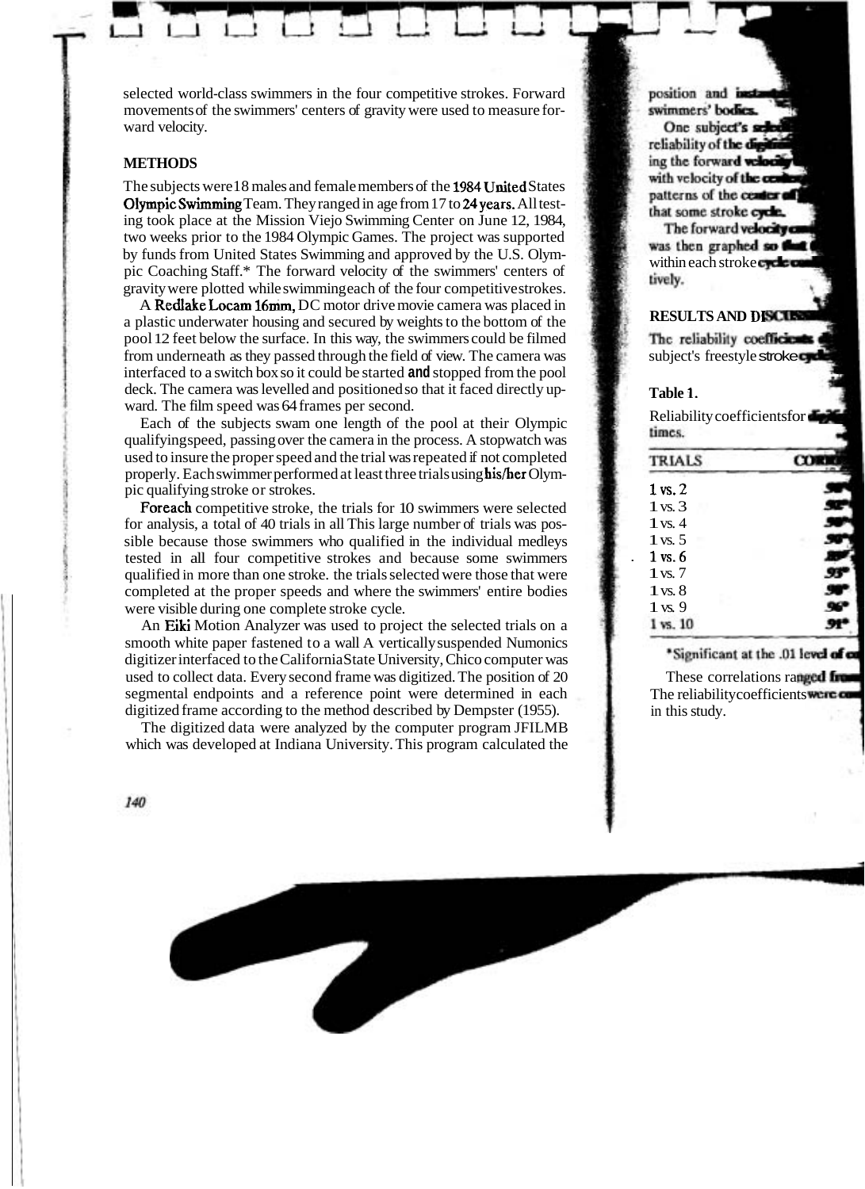selected world-class swimmers in the four competitive strokes. Forward movements of the swimmers' centers of gravity were used to measure forward velocity.

**METHODS**

The subjects were 18 males and female members of the 1984 United States Olympic Swimming Team. They ranged in age from 17 to 24 years. All testing took place at the Mission Viejo Swimming Center on June 12, 1984, two weeks prior to the 1984 Olympic Games. The project was supported by funds from United States Swimming and approved by the U.S. Olympic Coaching Staff.* The forward velocity of the swimmers' centers of gravity were plotted while swimming each of the four competitive strokes.

A Redlake Locam 16mm, DC motor drive movie camera was placed in a plastic underwater housing and secured by weights to the bottom of the pool 12 feet below the surface. In this way, the swimmers could be filmed from underneath as they passed through the field of view. The camera was interfaced to a switch box so it could be started and stopped from the pool deck. The camera was levelled and positioned so that it faced directly upward. The film speed was 64 frames per second.

Each of the subjects swam one length of the pool at their Olympic qualifying speed, passing over the camera in the process. A stopwatch was used to insure the proper speed and the trial was repeated if not completed properly. Each swimmer performed at least three trials using his/her Olympic qualifying stroke or strokes.

For each competitive stroke, the trials for 10 swimmers were selected for analysis, a total of 40 trials in all This large number of trials was possible because those swimmers who qualified in the individual medleys tested in all four competitive strokes and because some swimmers qualified in more than one stroke. the trials selected were those that were completed at the proper speeds and where the swimmers' entire bodies were visible during one complete stroke cycle.

An Eiki Motion Analyzer was used to project the selected trials on a smooth white paper fastened to a wall A vertically suspended Numonics digitizer interfaced to the California State University, Chico computer was used to collect data. Every second frame was digitized. The position of 20 segmental endpoints and a reference point were determined in each digitized frame according to the method described by Dempster (1955).

The digitized data were analyzed by the computer program JFILMB which was developed at Indiana University. This program calculated the position and insta... swimmers' bodies.

One subject's sele... reliability of the digiti... ing the forward velocity... with velocity of the cente... patterns of the center of... that some stroke cycle.

The forward velocity ... was then graphed so that... within each stroke cycle ... tively.

**RESULTS AND DISCUS...**

The reliability coefficients ... subject's freestyle stroke cycle...

**Table 1.**

Reliability coefficients for digiti... times.

| TRIALS | CORR... |
|---|---|
| 1 vs. 2 | .9...* |
| 1 vs. 3 | .9...* |
| 1 vs. 4 | .9...* |
| 1 vs. 5 | .9...* |
| 1 vs. 6 | .8...* |
| 1 vs. 7 | .93* |
| 1 vs. 8 | .98* |
| 1 vs. 9 | .96* |
| 1 vs. 10 | .91* |

*Significant at the .01 level of co...

These correlations ranged from... The reliability coefficients were co... in this study.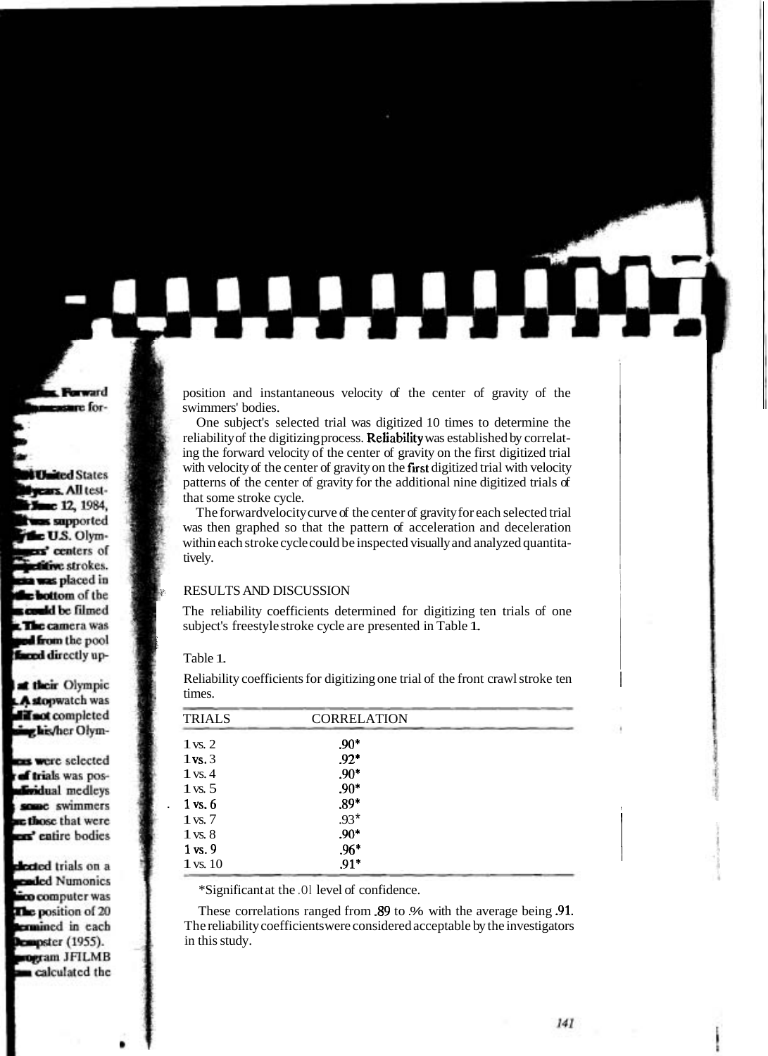position and instantaneous velocity of the center of gravity of the swimmers' bodies.

One subject's selected trial was digitized 10 times to determine the reliability of the digitizing process. Reliability was established by correlating the forward velocity of the center of gravity on the first digitized trial with velocity of the center of gravity on the first digitized trial with velocity patterns of the center of gravity for the additional nine digitized trials of that some stroke cycle.

The forward velocity curve of the center of gravity for each selected trial was then graphed so that the pattern of acceleration and deceleration within each stroke cycle could be inspected visually and analyzed quantitatively.

## RESULTS AND DISCUSSION

The reliability coefficients determined for digitizing ten trials of one subject's freestyle stroke cycle are presented in Table 1.

Table 1.

Reliability coefficients for digitizing one trial of the front crawl stroke ten times.

| TRIALS | CORRELATION |
|---|---|
| 1 vs. 2 | .90* |
| 1 vs. 3 | .92* |
| 1 vs. 4 | .90* |
| 1 vs. 5 | .90* |
| 1 vs. 6 | .89* |
| 1 vs. 7 | .93* |
| 1 vs. 8 | .90* |
| 1 vs. 9 | .96* |
| 1 vs. 10 | .91* |

*Significant at the .01 level of confidence.

These correlations ranged from .89 to .% with the average being .91. The reliability coefficients were considered acceptable by the investigators in this study.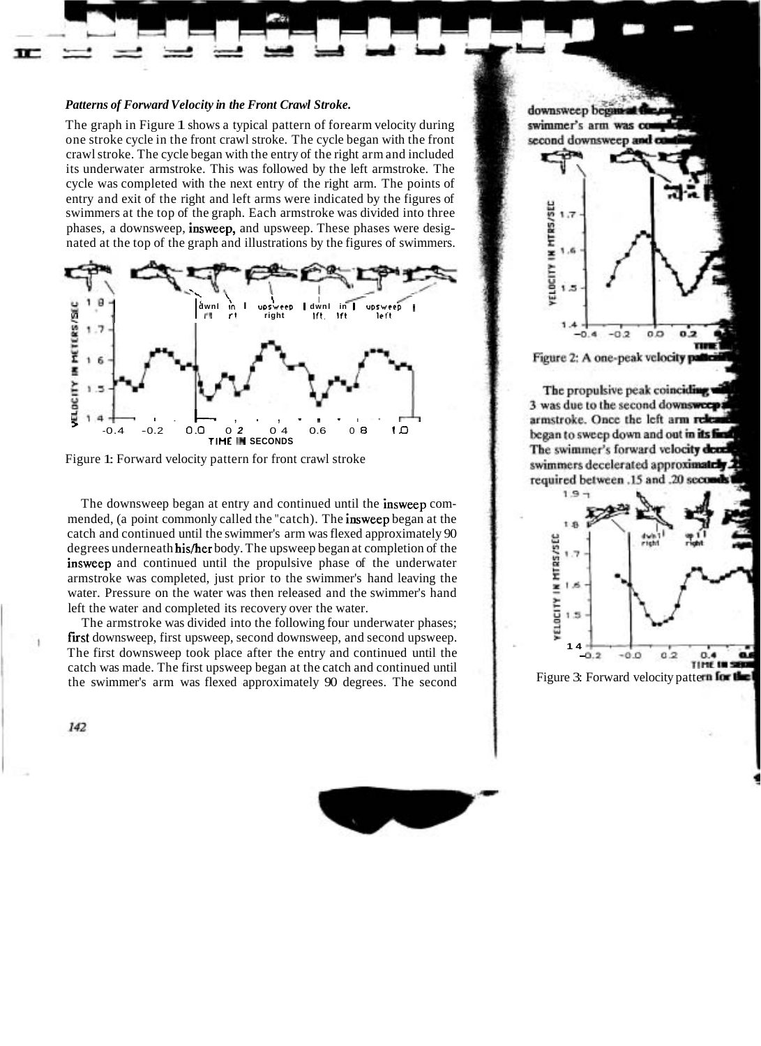***Patterns of Forward Velocity in the Front Crawl Stroke.***

The graph in Figure 1 shows a typical pattern of forearm velocity during one stroke cycle in the front crawl stroke. The cycle began with the front crawl stroke. The cycle began with the entry of the right arm and included its underwater armstroke. This was followed by the left armstroke. The cycle was completed with the next entry of the right arm. The points of entry and exit of the right and left arms were indicated by the figures of swimmers at the top of the graph. Each armstroke was divided into three phases, a downsweep, insweep, and upsweep. These phases were designated at the top of the graph and illustrations by the figures of swimmers.

Figure 1: Forward velocity pattern for front crawl stroke

The downsweep began at entry and continued until the insweep commended, (a point commonly called the "catch"). The insweep began at the catch and continued until the swimmer's arm was flexed approximately 90 degrees underneath his/her body. The upsweep began at completion of the insweep and continued until the propulsive phase of the underwater armstroke was completed, just prior to the swimmer's hand leaving the water. Pressure on the water was then released and the swimmer's hand left the water and completed its recovery over the water.

The armstroke was divided into the following four underwater phases; first downsweep, first upsweep, second downsweep, and second upsweep. The first downsweep took place after the entry and continued until the catch was made. The first upsweep began at the catch and continued until the swimmer's arm was flexed approximately 90 degrees. The second downsweep began at the ... swimmer's arm was comp... second downsweep and conti...

Figure 2: A one-peak velocity pattern...

The propulsive peak coinciding wi... 3 was due to the second downsweep ... armstroke. Once the left arm relea... began to sweep down and out in its fi... The swimmer's forward velocity dec... swimmers decelerated approximately ... required between .15 and .20 seconds ...

Figure 3: Forward velocity pattern for the ...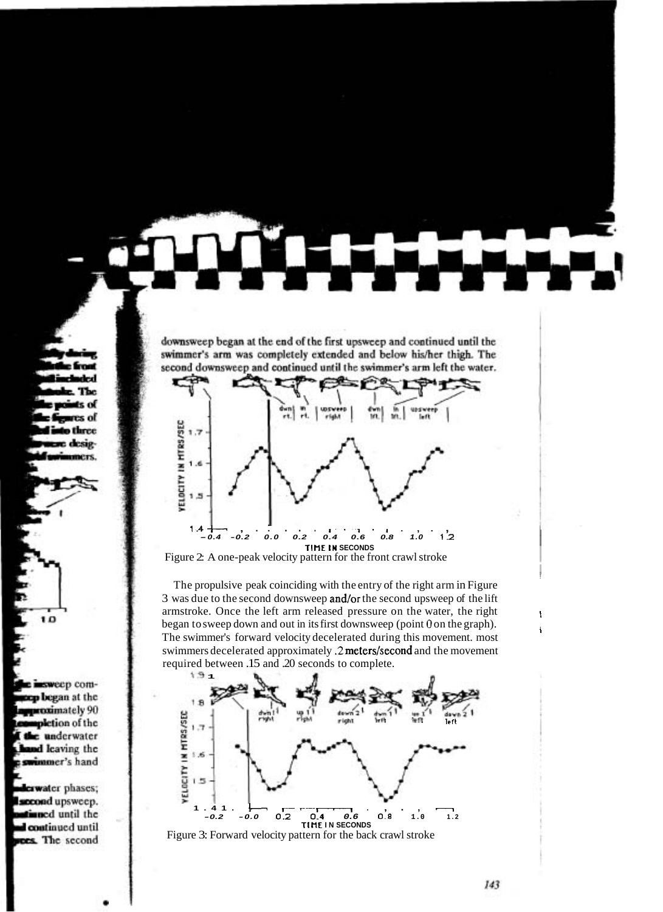downsweep began at the end of the first upsweep and continued until the swimmer's arm was completely extended and below his/her thigh. The second downsweep and continued until the swimmer's arm left the water.

Figure 2: A one-peak velocity pattern for the front crawl stroke

The propulsive peak coinciding with the entry of the right arm in Figure 3 was due to the second downsweep and/or the second upsweep of the lift armstroke. Once the left arm released pressure on the water, the right began to sweep down and out in its first downsweep (point 0 on the graph). The swimmer's forward velocity decelerated during this movement. most swimmers decelerated approximately .2 meters/second and the movement required between .15 and .20 seconds to complete.

Figure 3: Forward velocity pattern for the back crawl stroke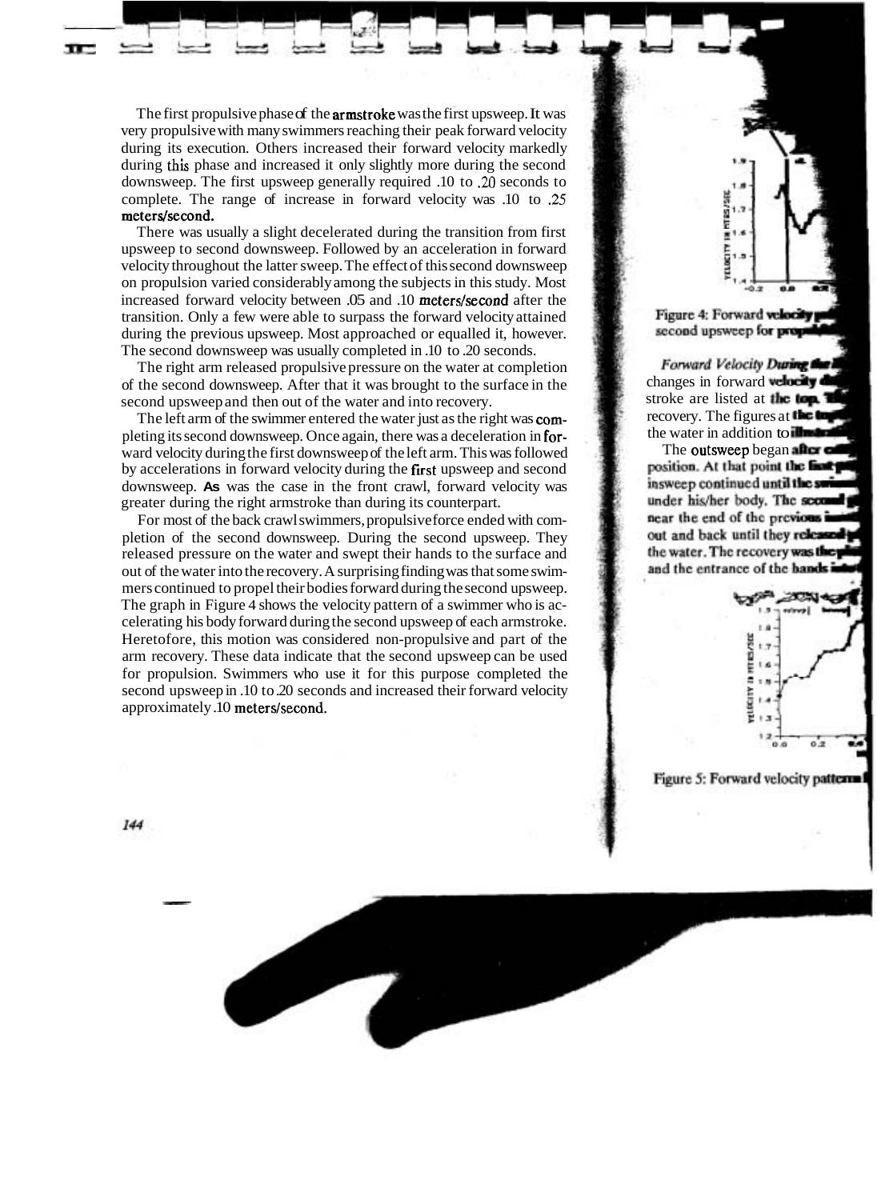The first propulsive phase of the armstroke was the first upsweep. It was very propulsive with many swimmers reaching their peak forward velocity during its execution. Others increased their forward velocity markedly during this phase and increased it only slightly more during the second downsweep. The first upsweep generally required .10 to .20 seconds to complete. The range of increase in forward velocity was .10 to .25 meters/second.

There was usually a slight decelerated during the transition from first upsweep to second downsweep. Followed by an acceleration in forward velocity throughout the latter sweep. The effect of this second downsweep on propulsion varied considerably among the subjects in this study. Most increased forward velocity between .05 and .10 meters/second after the transition. Only a few were able to surpass the forward velocity attained during the previous upsweep. Most approached or equalled it, however. The second downsweep was usually completed in .10 to .20 seconds.

The right arm released propulsive pressure on the water at completion of the second downsweep. After that it was brought to the surface in the second upsweep and then out of the water and into recovery.

The left arm of the swimmer entered the water just as the right was completing its second downsweep. Once again, there was a deceleration in forward velocity during the first downsweep of the left arm. This was followed by accelerations in forward velocity during the first upsweep and second downsweep. As was the case in the front crawl, forward velocity was greater during the right armstroke than during its counterpart.

For most of the back crawl swimmers, propulsive force ended with completion of the second downsweep. During the second upsweep. They released pressure on the water and swept their hands to the surface and out of the water into the recovery. A surprising finding was that some swimmers continued to propel their bodies forward during the second upsweep. The graph in Figure 4 shows the velocity pattern of a swimmer who is accelerating his body forward during the second upsweep of each armstroke. Heretofore, this motion was considered non-propulsive and part of the arm recovery. These data indicate that the second upsweep can be used for propulsion. Swimmers who use it for this purpose completed the second upsweep in .10 to .20 seconds and increased their forward velocity approximately .10 meters/second.

Figure 4: Forward velocity p... second upsweep for propuls...

*Forward Velocity During the ...* changes in forward velocity d... stroke are listed at the top. T... recovery. The figures at the top... the water in addition to illustrat...

The outsweep began after ... position. At that point the first p... insweep continued until the sw... under his/her body. The second ... near the end of the previous ... out and back until they released ... the water. The recovery was the ... and the entrance of the hands ...

Figure 5: Forward velocity pattern...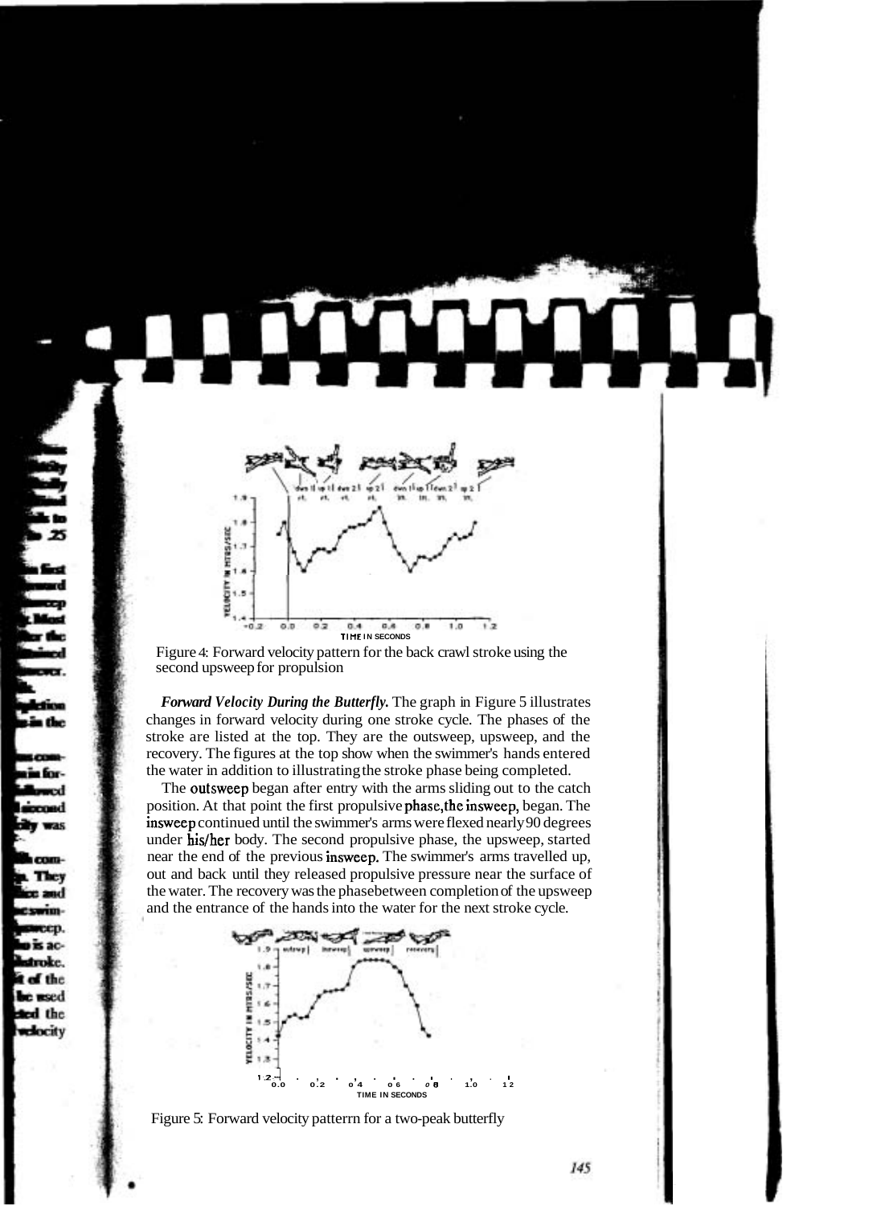Figure 4: Forward velocity pattern for the back crawl stroke using the second upsweep for propulsion

***Forward Velocity During the Butterfly.*** The graph in Figure 5 illustrates changes in forward velocity during one stroke cycle. The phases of the stroke are listed at the top. They are the outsweep, upsweep, and the recovery. The figures at the top show when the swimmer's hands entered the water in addition to illustrating the stroke phase being completed.

The outsweep began after entry with the arms sliding out to the catch position. At that point the first propulsive phase, the insweep, began. The insweep continued until the swimmer's arms were flexed nearly 90 degrees under his/her body. The second propulsive phase, the upsweep, started near the end of the previous insweep. The swimmer's arms travelled up, out and back until they released propulsive pressure near the surface of the water. The recovery was the phase between completion of the upsweep and the entrance of the hands into the water for the next stroke cycle.

Figure 5: Forward velocity patterrn for a two-peak butterfly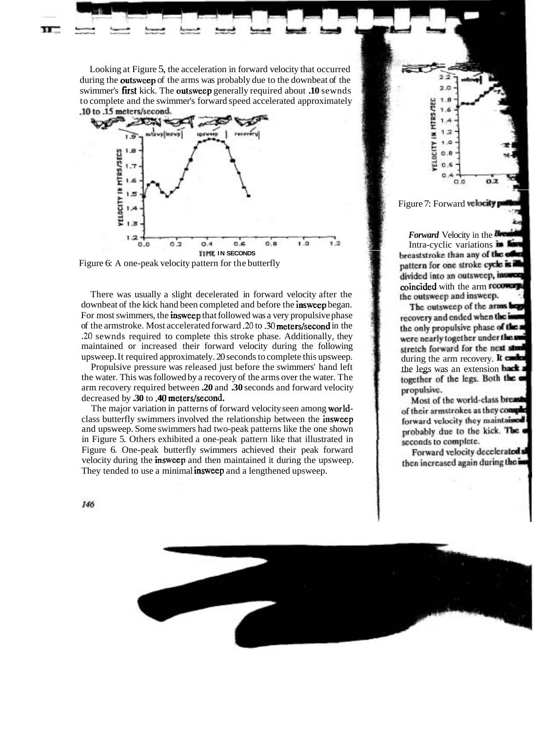Looking at Figure 5, the acceleration in forward velocity that occurred during the outsweep of the arms was probably due to the downbeat of the swimmer's first kick. The outsweep generally required about .10 sewnds to complete and the swimmer's forward speed accelerated approximately .10 to .15 meters/second.

Figure 6: A one-peak velocity pattern for the butterfly

There was usually a slight decelerated in forward velocity after the downbeat of the kick had been completed and before the insweep began. For most swimmers, the insweep that followed was a very propulsive phase of the armstroke. Most accelerated forward .20 to .30 meters/second in the .20 sewnds required to complete this stroke phase. Additionally, they maintained or increased their forward velocity during the following upsweep. It required approximately. 20 seconds to complete this upsweep.

Propulsive pressure was released just before the swimmers' hand left the water. This was followed by a recovery of the arms over the water. The arm recovery required between .20 and .30 seconds and forward velocity decreased by .30 to .40 meters/second.

The major variation in patterns of forward velocity seen among world-class butterfly swimmers involved the relationship between the insweep and upsweep. Some swimmers had two-peak patterns like the one shown in Figure 5. Others exhibited a one-peak pattern like that illustrated in Figure 6. One-peak butterfly swimmers achieved their peak forward velocity during the insweep and then maintained it during the upsweep. They tended to use a minimal insweep and a lengthened upsweep.

Figure 7: Forward velocity pa...

***Forward*** Velocity in the Brea...

Intra-cyclic variations in for... breaststroke than any of the othe... pattern for one stroke cycle is ill... divided into an outsweep, inswee... coincided with the arm recovery... the outsweep and insweep.

The outsweep of the arms beg... recovery and ended when the ... the only propulsive phase of the ... were nearly together under the ... stretch forward for the next stro... during the arm recovery. It ... the legs was an extension back ... together of the legs. Both the ... propulsive.

Most of the world-class breast... of their armstrokes as they comp... forward velocity they maintained ... probably due to the kick. The ... seconds to complete.

Forward velocity decelerated sl... then increased again during the ...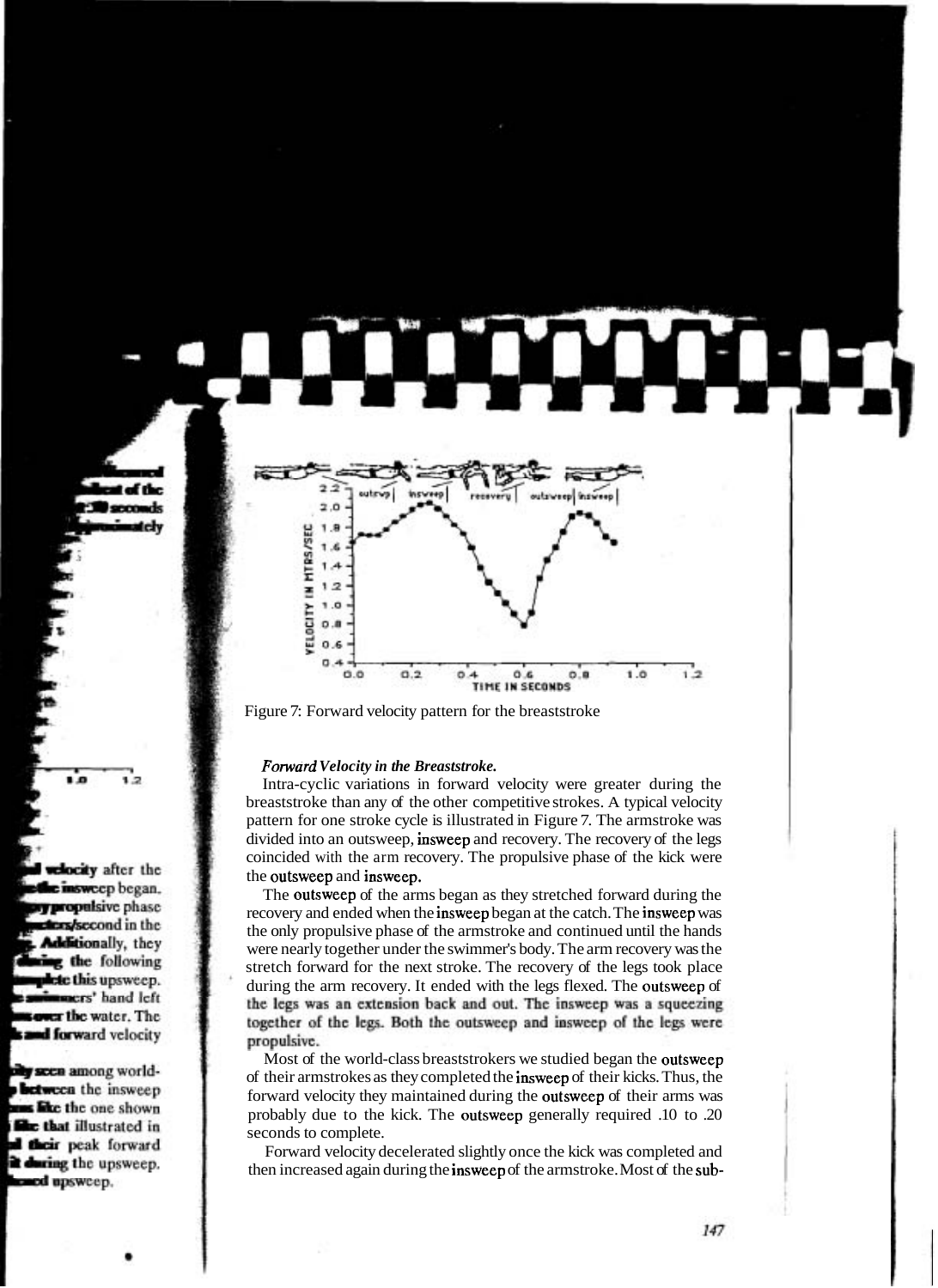Figure 7: Forward velocity pattern for the breaststroke

***Forward Velocity in the Breaststroke.***

Intra-cyclic variations in forward velocity were greater during the breaststroke than any of the other competitive strokes. A typical velocity pattern for one stroke cycle is illustrated in Figure 7. The armstroke was divided into an outsweep, insweep and recovery. The recovery of the legs coincided with the arm recovery. The propulsive phase of the kick were the outsweep and insweep.

The outsweep of the arms began as they stretched forward during the recovery and ended when the insweep began at the catch. The insweep was the only propulsive phase of the armstroke and continued until the hands were nearly together under the swimmer's body. The arm recovery was the stretch forward for the next stroke. The recovery of the legs took place during the arm recovery. It ended with the legs flexed. The outsweep of the legs was an extension back and out. The insweep was a squeezing together of the legs. Both the outsweep and insweep of the legs were propulsive.

Most of the world-class breaststrokers we studied began the outsweep of their armstrokes as they completed the insweep of their kicks. Thus, the forward velocity they maintained during the outsweep of their arms was probably due to the kick. The outsweep generally required .10 to .20 seconds to complete.

Forward velocity decelerated slightly once the kick was completed and then increased again during the insweep of the armstroke. Most of the sub-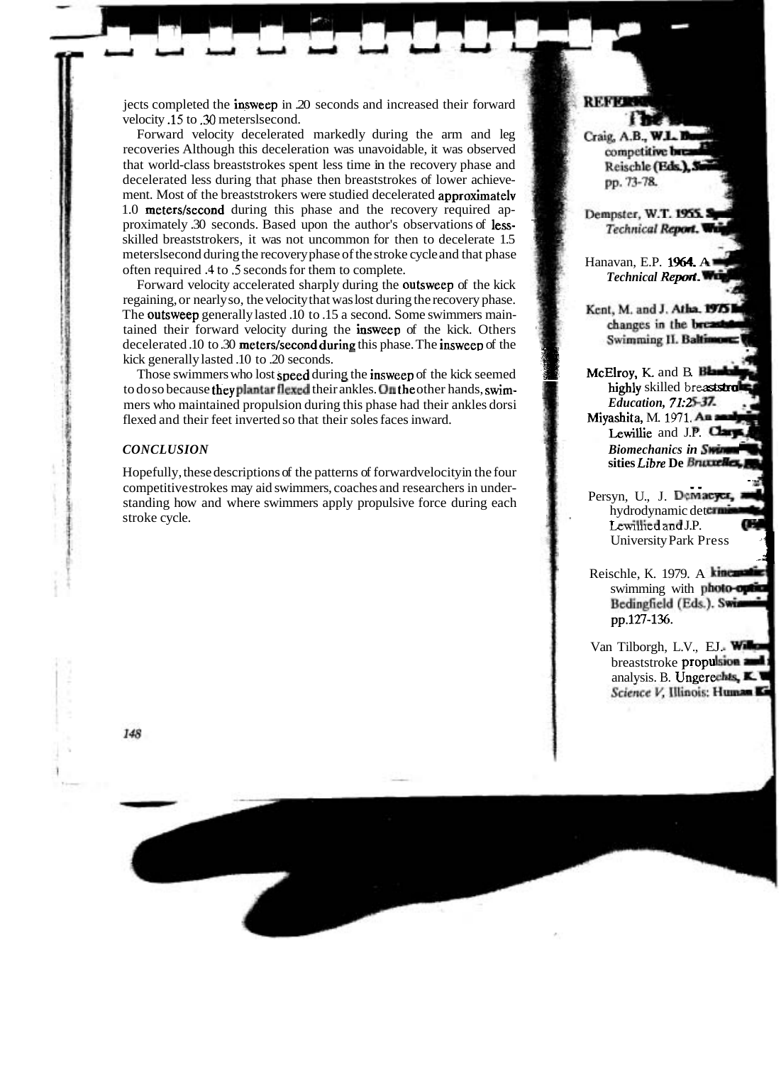jects completed the insweep in .20 seconds and increased their forward velocity .15 to .30 meterslsecond.

Forward velocity decelerated markedly during the arm and leg recoveries Although this deceleration was unavoidable, it was observed that world-class breaststrokes spent less time in the recovery phase and decelerated less during that phase then breaststrokes of lower achievement. Most of the breaststrokers were studied decelerated approximatelv 1.0 meters/second during this phase and the recovery required approximately .30 seconds. Based upon the author's observations of less-skilled breaststrokers, it was not uncommon for then to decelerate 1.5 meterslsecond during the recovery phase of the stroke cycle and that phase often required .4 to .5 seconds for them to complete.

Forward velocity accelerated sharply during the outsweep of the kick regaining, or nearly so, the velocity that was lost during the recovery phase. The outsweep generally lasted .10 to .15 a second. Some swimmers maintained their forward velocity during the insweep of the kick. Others decelerated .10 to .30 meters/second during this phase. The insweep of the kick generally lasted .10 to .20 seconds.

Those swimmers who lost speed during the insweep of the kick seemed to do so because they plantar flexed their ankles. On the other hands, swimmers who maintained propulsion during this phase had their ankles dorsi flexed and their feet inverted so that their soles faces inward.

## *CONCLUSION*

Hopefully, these descriptions of the patterns of forward velocity in the four competitive strokes may aid swimmers, coaches and researchers in understanding how and where swimmers apply propulsive force during each stroke cycle.

## REFERENCES

Craig, A.B., W.L. Boomer ... competitive breast... Reischle (Eds.), Swimming ... pp. 73-78.

Dempster, W.T. 1955. Space ... *Technical Report*. Wright ...

Hanavan, E.P. 1964. A ... *Technical Report*. Wright ...

Kent, M. and J. Atha. 1975 ... changes in the breaststroke ... Swimming II. Baltimore: ...

McElroy, K. and B. Blanksby ... highly skilled breaststrokers ... *Education, 71:25-37.*

Miyashita, M. 1971. An analysis ... Lewillie and J.P. Clarys ... *Biomechanics in Swimming* ... sities *Libre* De Bruxelles ...

Persyn, U., J. DeMaeyer, ... hydrodynamic determinants ... Lewillie and J.P. ... University Park Press ...

Reischle, K. 1979. A kinematic ... swimming with photo-optic ... Bedingfield (Eds.). Swimming ... pp.127-136.

Van Tilborgh, L.V., E.J. Willems ... breaststroke propulsion and ... analysis. B. Ungerechts, K. ... *Science V*, Illinois: Human Kinetics ...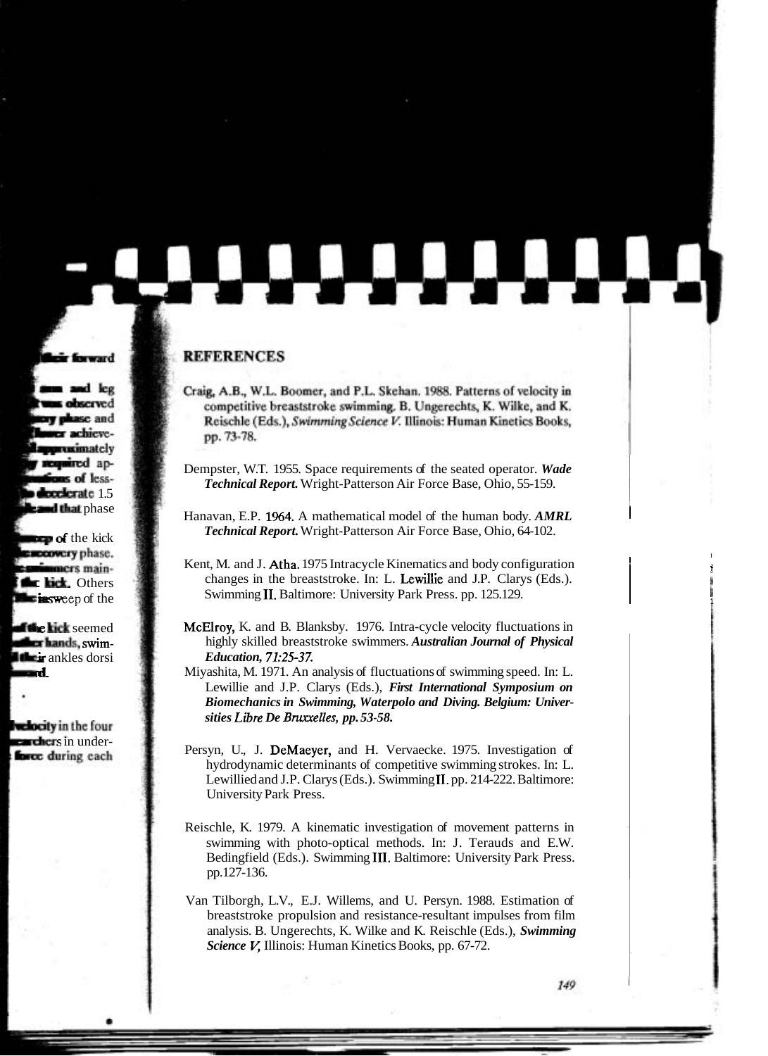## REFERENCES

Craig, A.B., W.L. Boomer, and P.L. Skehan. 1988. Patterns of velocity in competitive breaststroke swimming. B. Ungerechts, K. Wilke, and K. Reischle (Eds.), *Swimming Science V.* Illinois: Human Kinetics Books, pp. 73-78.

Dempster, W.T. 1955. Space requirements of the seated operator. ***Wade Technical Report.*** Wright-Patterson Air Force Base, Ohio, 55-159.

Hanavan, E.P. 1964. A mathematical model of the human body. ***AMRL Technical Report.*** Wright-Patterson Air Force Base, Ohio, 64-102.

Kent, M. and J. Atha. 1975 Intracycle Kinematics and body configuration changes in the breaststroke. In: L. Lewillie and J.P. Clarys (Eds.). Swimming II. Baltimore: University Park Press. pp. 125.129.

McElroy, K. and B. Blanksby. 1976. Intra-cycle velocity fluctuations in highly skilled breaststroke swimmers. ***Australian Journal of Physical Education, 71:25-37.***

Miyashita, M. 1971. An analysis of fluctuations of swimming speed. In: L. Lewillie and J.P. Clarys (Eds.), ***First International Symposium on Biomechanics in Swimming, Waterpolo and Diving. Belgium: Universities Libre De Bruxelles, pp. 53-58.***

Persyn, U., J. DeMaeyer, and H. Vervaecke. 1975. Investigation of hydrodynamic determinants of competitive swimming strokes. In: L. Lewillied and J.P. Clarys (Eds.). Swimming II. pp. 214-222. Baltimore: University Park Press.

Reischle, K. 1979. A kinematic investigation of movement patterns in swimming with photo-optical methods. In: J. Terauds and E.W. Bedingfield (Eds.). Swimming III. Baltimore: University Park Press. pp.127-136.

Van Tilborgh, L.V., E.J. Willems, and U. Persyn. 1988. Estimation of breaststroke propulsion and resistance-resultant impulses from film analysis. B. Ungerechts, K. Wilke and K. Reischle (Eds.), ***Swimming Science V,*** Illinois: Human Kinetics Books, pp. 67-72.